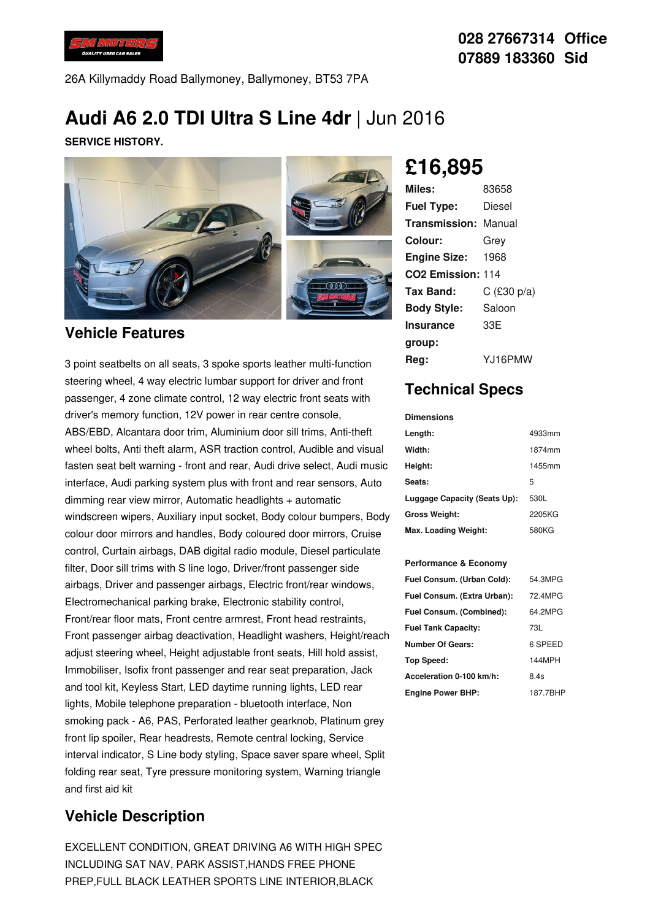028 27667314 Office
07889 183360 Sid

26A Killymaddy Road Ballymoney, Ballymoney, BT53 7PA

# Audi A6 2.0 TDI Ultra S Line 4dr | Jun 2016

**SERVICE HISTORY.**

## £16,895

| | |
|---|---|
| **Miles:** | 83658 |
| **Fuel Type:** | Diesel |
| **Transmission:** | Manual |
| **Colour:** | Grey |
| **Engine Size:** | 1968 |
| **CO2 Emission:** | 114 |
| **Tax Band:** | C (£30 p/a) |
| **Body Style:** | Saloon |
| **Insurance group:** | 33E |
| **Reg:** | YJ16PMW |

## Technical Specs

**Dimensions**

| | |
|---|---|
| **Length:** | 4933mm |
| **Width:** | 1874mm |
| **Height:** | 1455mm |
| **Seats:** | 5 |
| **Luggage Capacity (Seats Up):** | 530L |
| **Gross Weight:** | 2205KG |
| **Max. Loading Weight:** | 580KG |

**Performance & Economy**

| | |
|---|---|
| **Fuel Consum. (Urban Cold):** | 54.3MPG |
| **Fuel Consum. (Extra Urban):** | 72.4MPG |
| **Fuel Consum. (Combined):** | 64.2MPG |
| **Fuel Tank Capacity:** | 73L |
| **Number Of Gears:** | 6 SPEED |
| **Top Speed:** | 144MPH |
| **Acceleration 0-100 km/h:** | 8.4s |
| **Engine Power BHP:** | 187.7BHP |

## Vehicle Features

3 point seatbelts on all seats, 3 spoke sports leather multi-function steering wheel, 4 way electric lumbar support for driver and front passenger, 4 zone climate control, 12 way electric front seats with driver's memory function, 12V power in rear centre console, ABS/EBD, Alcantara door trim, Aluminium door sill trims, Anti-theft wheel bolts, Anti theft alarm, ASR traction control, Audible and visual fasten seat belt warning - front and rear, Audi drive select, Audi music interface, Audi parking system plus with front and rear sensors, Auto dimming rear view mirror, Automatic headlights + automatic windscreen wipers, Auxiliary input socket, Body colour bumpers, Body colour door mirrors and handles, Body coloured door mirrors, Cruise control, Curtain airbags, DAB digital radio module, Diesel particulate filter, Door sill trims with S line logo, Driver/front passenger side airbags, Driver and passenger airbags, Electric front/rear windows, Electromechanical parking brake, Electronic stability control, Front/rear floor mats, Front centre armrest, Front head restraints, Front passenger airbag deactivation, Headlight washers, Height/reach adjust steering wheel, Height adjustable front seats, Hill hold assist, Immobiliser, Isofix front passenger and rear seat preparation, Jack and tool kit, Keyless Start, LED daytime running lights, LED rear lights, Mobile telephone preparation - bluetooth interface, Non smoking pack - A6, PAS, Perforated leather gearknob, Platinum grey front lip spoiler, Rear headrests, Remote central locking, Service interval indicator, S Line body styling, Space saver spare wheel, Split folding rear seat, Tyre pressure monitoring system, Warning triangle and first aid kit

## Vehicle Description

EXCELLENT CONDITION, GREAT DRIVING A6 WITH HIGH SPEC INCLUDING SAT NAV, PARK ASSIST,HANDS FREE PHONE PREP,FULL BLACK LEATHER SPORTS LINE INTERIOR,BLACK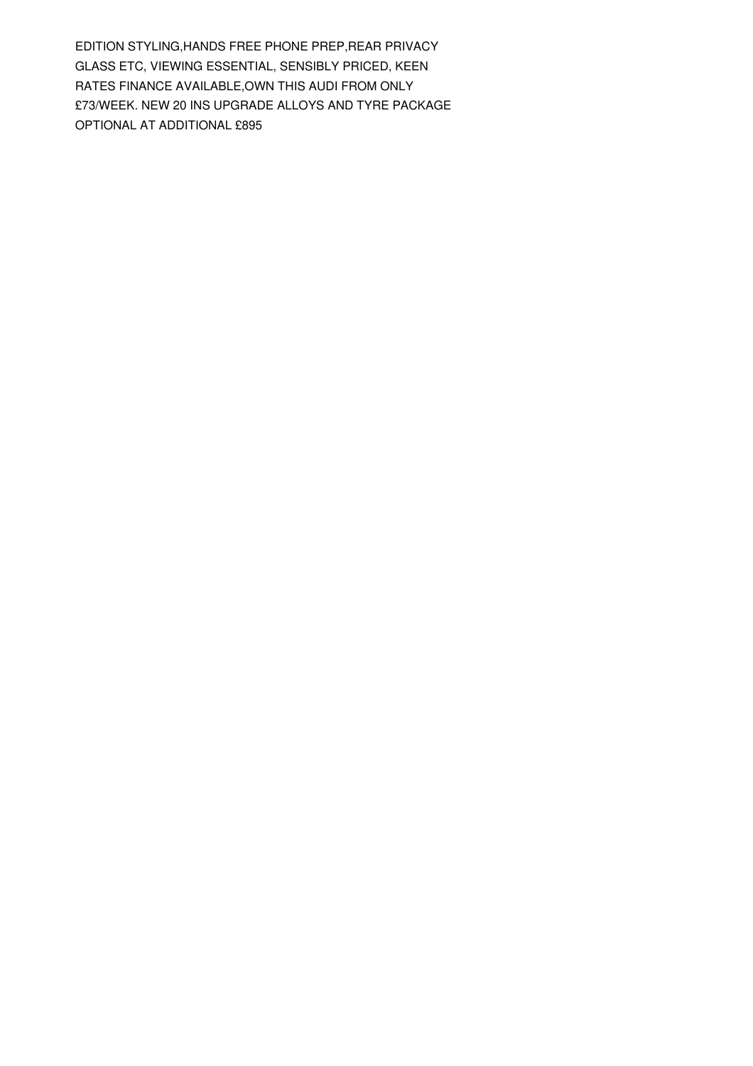EDITION STYLING,HANDS FREE PHONE PREP,REAR PRIVACY GLASS ETC, VIEWING ESSENTIAL, SENSIBLY PRICED, KEEN RATES FINANCE AVAILABLE,OWN THIS AUDI FROM ONLY £73/WEEK. NEW 20 INS UPGRADE ALLOYS AND TYRE PACKAGE OPTIONAL AT ADDITIONAL £895